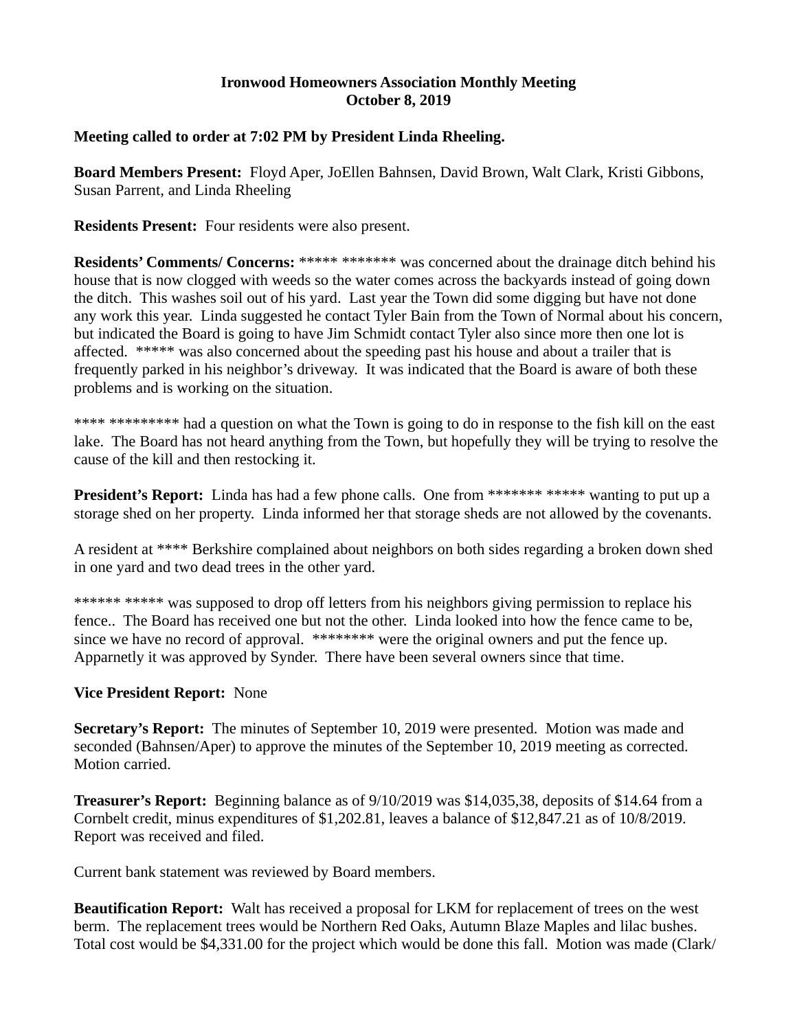**Ironwood Homeowners Association Monthly Meeting**
**October 8, 2019**

**Meeting called to order at 7:02 PM by President Linda Rheeling.**

**Board Members Present:** Floyd Aper, JoEllen Bahnsen, David Brown, Walt Clark, Kristi Gibbons, Susan Parrent, and Linda Rheeling

**Residents Present:** Four residents were also present.

**Residents' Comments/ Concerns:** ***** ******* was concerned about the drainage ditch behind his house that is now clogged with weeds so the water comes across the backyards instead of going down the ditch. This washes soil out of his yard. Last year the Town did some digging but have not done any work this year. Linda suggested he contact Tyler Bain from the Town of Normal about his concern, but indicated the Board is going to have Jim Schmidt contact Tyler also since more then one lot is affected. ***** was also concerned about the speeding past his house and about a trailer that is frequently parked in his neighbor's driveway. It was indicated that the Board is aware of both these problems and is working on the situation.

**** ********* had a question on what the Town is going to do in response to the fish kill on the east lake. The Board has not heard anything from the Town, but hopefully they will be trying to resolve the cause of the kill and then restocking it.

**President's Report:** Linda has had a few phone calls. One from ******* ***** wanting to put up a storage shed on her property. Linda informed her that storage sheds are not allowed by the covenants.

A resident at **** Berkshire complained about neighbors on both sides regarding a broken down shed in one yard and two dead trees in the other yard.

****** ***** was supposed to drop off letters from his neighbors giving permission to replace his fence.. The Board has received one but not the other. Linda looked into how the fence came to be, since we have no record of approval. ******** were the original owners and put the fence up. Apparnetly it was approved by Synder. There have been several owners since that time.

**Vice President Report:** None

**Secretary's Report:** The minutes of September 10, 2019 were presented. Motion was made and seconded (Bahnsen/Aper) to approve the minutes of the September 10, 2019 meeting as corrected. Motion carried.

**Treasurer's Report:** Beginning balance as of 9/10/2019 was $14,035,38, deposits of $14.64 from a Cornbelt credit, minus expenditures of $1,202.81, leaves a balance of $12,847.21 as of 10/8/2019. Report was received and filed.

Current bank statement was reviewed by Board members.

**Beautification Report:** Walt has received a proposal for LKM for replacement of trees on the west berm. The replacement trees would be Northern Red Oaks, Autumn Blaze Maples and lilac bushes. Total cost would be $4,331.00 for the project which would be done this fall. Motion was made (Clark/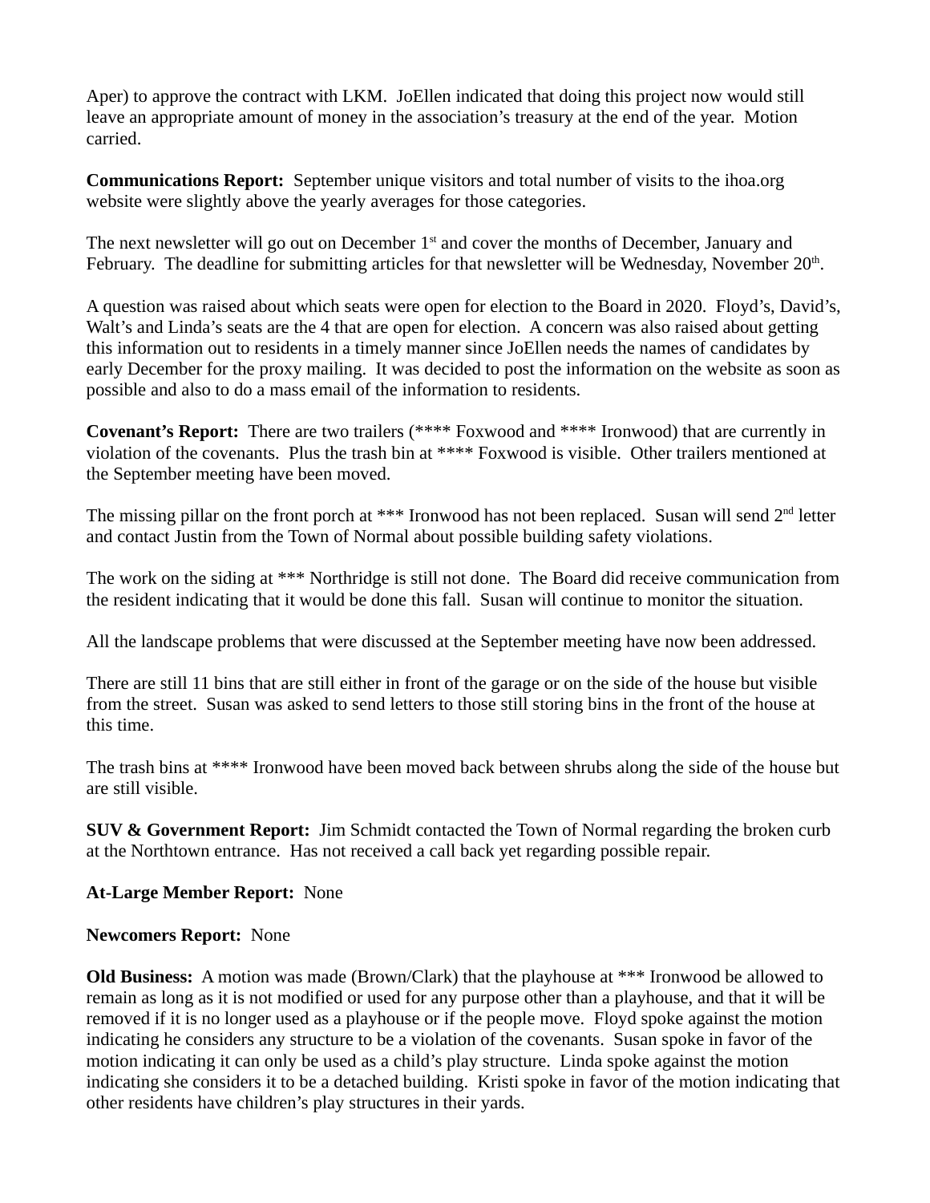Aper) to approve the contract with LKM. JoEllen indicated that doing this project now would still leave an appropriate amount of money in the association's treasury at the end of the year. Motion carried.

**Communications Report:** September unique visitors and total number of visits to the ihoa.org website were slightly above the yearly averages for those categories.

The next newsletter will go out on December 1st and cover the months of December, January and February. The deadline for submitting articles for that newsletter will be Wednesday, November 20th.

A question was raised about which seats were open for election to the Board in 2020. Floyd's, David's, Walt's and Linda's seats are the 4 that are open for election. A concern was also raised about getting this information out to residents in a timely manner since JoEllen needs the names of candidates by early December for the proxy mailing. It was decided to post the information on the website as soon as possible and also to do a mass email of the information to residents.

**Covenant's Report:** There are two trailers (**** Foxwood and **** Ironwood) that are currently in violation of the covenants. Plus the trash bin at **** Foxwood is visible. Other trailers mentioned at the September meeting have been moved.

The missing pillar on the front porch at *** Ironwood has not been replaced. Susan will send 2nd letter and contact Justin from the Town of Normal about possible building safety violations.

The work on the siding at *** Northridge is still not done. The Board did receive communication from the resident indicating that it would be done this fall. Susan will continue to monitor the situation.

All the landscape problems that were discussed at the September meeting have now been addressed.

There are still 11 bins that are still either in front of the garage or on the side of the house but visible from the street. Susan was asked to send letters to those still storing bins in the front of the house at this time.

The trash bins at **** Ironwood have been moved back between shrubs along the side of the house but are still visible.

**SUV & Government Report:** Jim Schmidt contacted the Town of Normal regarding the broken curb at the Northtown entrance. Has not received a call back yet regarding possible repair.

**At-Large Member Report:** None

**Newcomers Report:** None

**Old Business:** A motion was made (Brown/Clark) that the playhouse at *** Ironwood be allowed to remain as long as it is not modified or used for any purpose other than a playhouse, and that it will be removed if it is no longer used as a playhouse or if the people move. Floyd spoke against the motion indicating he considers any structure to be a violation of the covenants. Susan spoke in favor of the motion indicating it can only be used as a child's play structure. Linda spoke against the motion indicating she considers it to be a detached building. Kristi spoke in favor of the motion indicating that other residents have children's play structures in their yards.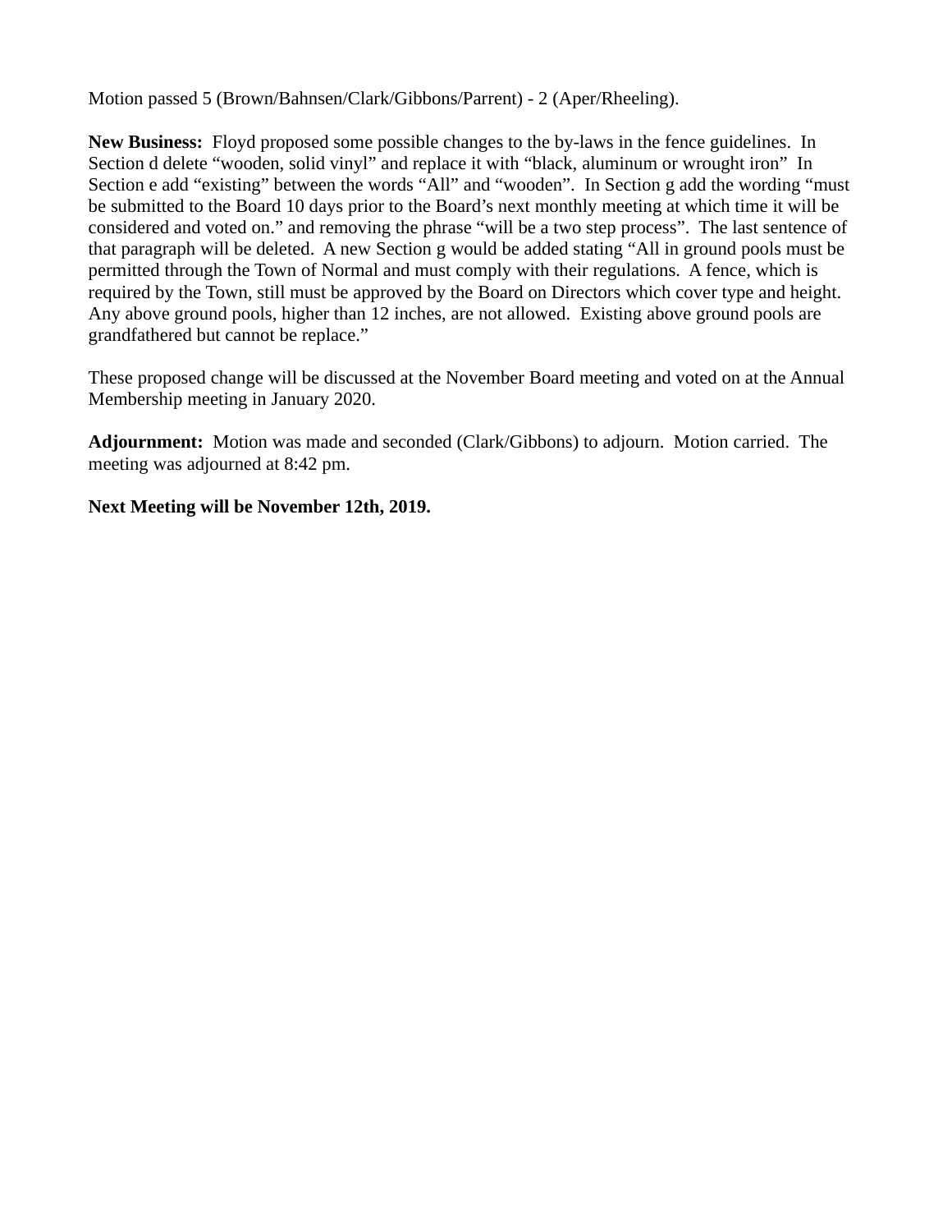Motion passed 5 (Brown/Bahnsen/Clark/Gibbons/Parrent) - 2 (Aper/Rheeling).

**New Business:** Floyd proposed some possible changes to the by-laws in the fence guidelines. In Section d delete "wooden, solid vinyl" and replace it with "black, aluminum or wrought iron" In Section e add "existing" between the words "All" and "wooden". In Section g add the wording "must be submitted to the Board 10 days prior to the Board's next monthly meeting at which time it will be considered and voted on." and removing the phrase "will be a two step process". The last sentence of that paragraph will be deleted. A new Section g would be added stating "All in ground pools must be permitted through the Town of Normal and must comply with their regulations. A fence, which is required by the Town, still must be approved by the Board on Directors which cover type and height. Any above ground pools, higher than 12 inches, are not allowed. Existing above ground pools are grandfathered but cannot be replace."

These proposed change will be discussed at the November Board meeting and voted on at the Annual Membership meeting in January 2020.

**Adjournment:** Motion was made and seconded (Clark/Gibbons) to adjourn. Motion carried. The meeting was adjourned at 8:42 pm.

**Next Meeting will be November 12th, 2019.**